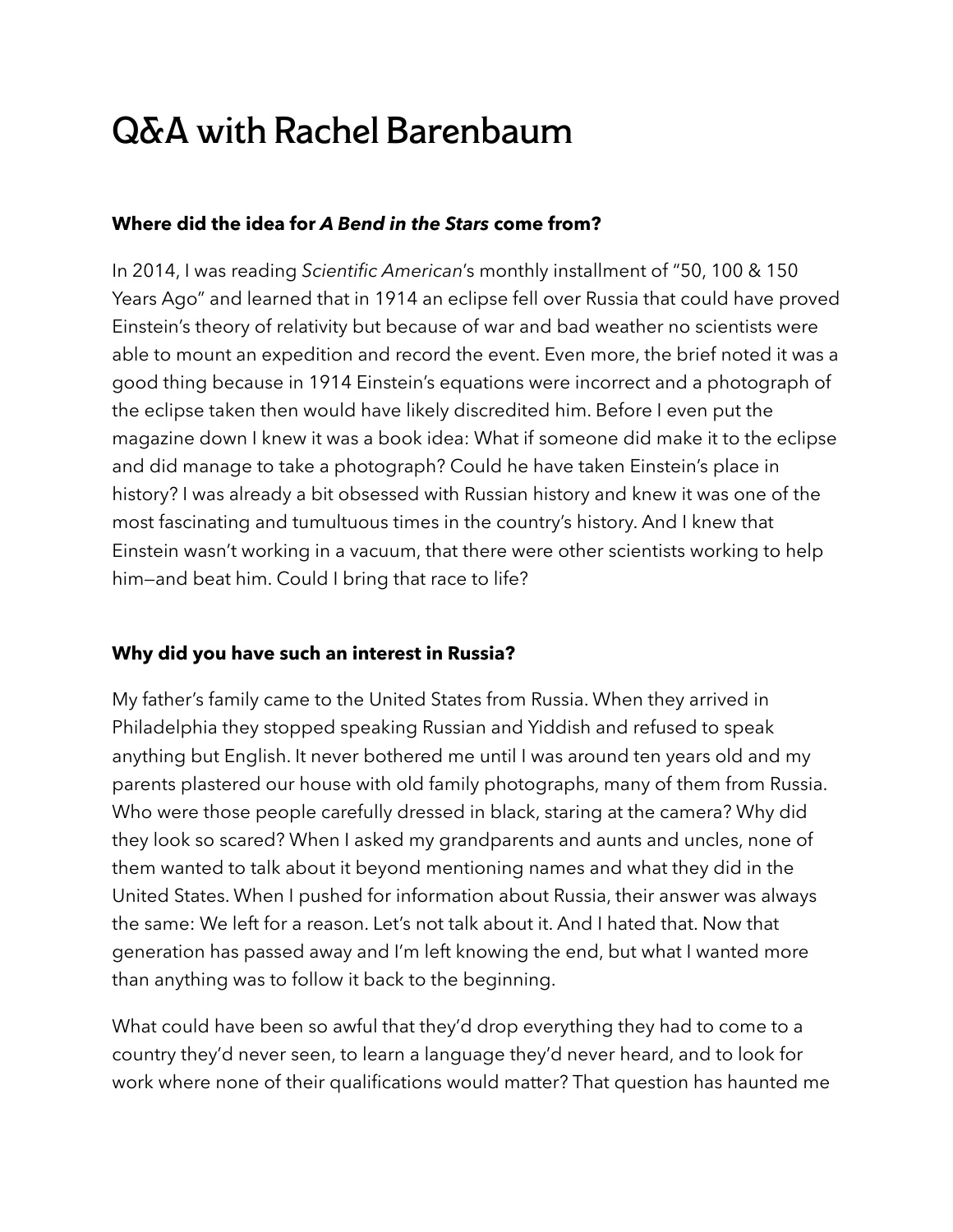# Q&A with Rachel Barenbaum

**Where did the idea for *A Bend in the Stars* come from?**

In 2014, I was reading *Scientific American*'s monthly installment of "50, 100 & 150 Years Ago" and learned that in 1914 an eclipse fell over Russia that could have proved Einstein's theory of relativity but because of war and bad weather no scientists were able to mount an expedition and record the event. Even more, the brief noted it was a good thing because in 1914 Einstein's equations were incorrect and a photograph of the eclipse taken then would have likely discredited him. Before I even put the magazine down I knew it was a book idea: What if someone did make it to the eclipse and did manage to take a photograph? Could he have taken Einstein's place in history? I was already a bit obsessed with Russian history and knew it was one of the most fascinating and tumultuous times in the country's history. And I knew that Einstein wasn't working in a vacuum, that there were other scientists working to help him—and beat him. Could I bring that race to life?

**Why did you have such an interest in Russia?**

My father's family came to the United States from Russia. When they arrived in Philadelphia they stopped speaking Russian and Yiddish and refused to speak anything but English. It never bothered me until I was around ten years old and my parents plastered our house with old family photographs, many of them from Russia. Who were those people carefully dressed in black, staring at the camera? Why did they look so scared? When I asked my grandparents and aunts and uncles, none of them wanted to talk about it beyond mentioning names and what they did in the United States. When I pushed for information about Russia, their answer was always the same: We left for a reason. Let's not talk about it. And I hated that. Now that generation has passed away and I'm left knowing the end, but what I wanted more than anything was to follow it back to the beginning.

What could have been so awful that they'd drop everything they had to come to a country they'd never seen, to learn a language they'd never heard, and to look for work where none of their qualifications would matter? That question has haunted me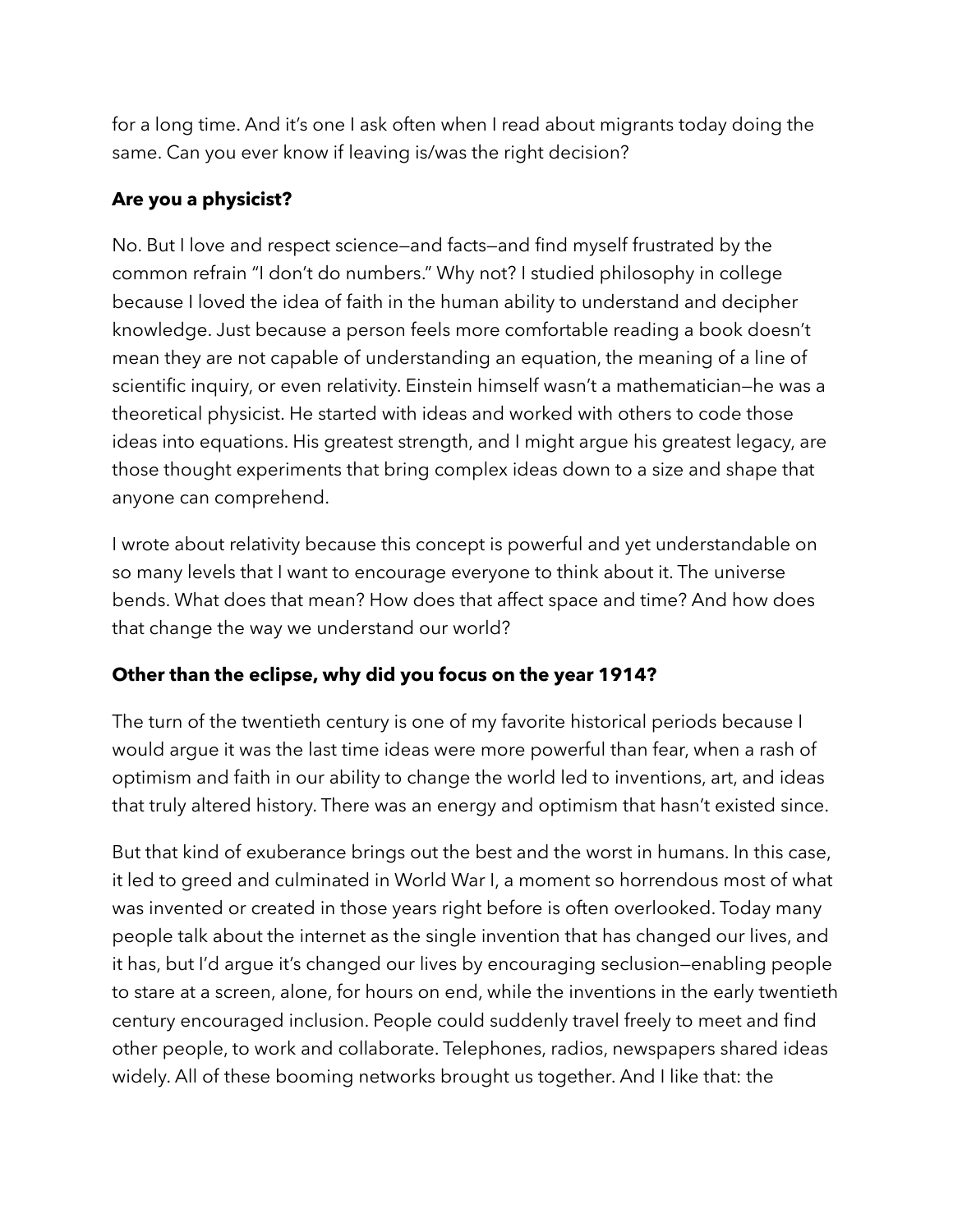for a long time. And it's one I ask often when I read about migrants today doing the same. Can you ever know if leaving is/was the right decision?

**Are you a physicist?**

No. But I love and respect science—and facts—and find myself frustrated by the common refrain "I don't do numbers." Why not? I studied philosophy in college because I loved the idea of faith in the human ability to understand and decipher knowledge. Just because a person feels more comfortable reading a book doesn't mean they are not capable of understanding an equation, the meaning of a line of scientific inquiry, or even relativity. Einstein himself wasn't a mathematician—he was a theoretical physicist. He started with ideas and worked with others to code those ideas into equations. His greatest strength, and I might argue his greatest legacy, are those thought experiments that bring complex ideas down to a size and shape that anyone can comprehend.

I wrote about relativity because this concept is powerful and yet understandable on so many levels that I want to encourage everyone to think about it. The universe bends. What does that mean? How does that affect space and time? And how does that change the way we understand our world?

**Other than the eclipse, why did you focus on the year 1914?**

The turn of the twentieth century is one of my favorite historical periods because I would argue it was the last time ideas were more powerful than fear, when a rash of optimism and faith in our ability to change the world led to inventions, art, and ideas that truly altered history. There was an energy and optimism that hasn't existed since.

But that kind of exuberance brings out the best and the worst in humans. In this case, it led to greed and culminated in World War I, a moment so horrendous most of what was invented or created in those years right before is often overlooked. Today many people talk about the internet as the single invention that has changed our lives, and it has, but I'd argue it's changed our lives by encouraging seclusion—enabling people to stare at a screen, alone, for hours on end, while the inventions in the early twentieth century encouraged inclusion. People could suddenly travel freely to meet and find other people, to work and collaborate. Telephones, radios, newspapers shared ideas widely. All of these booming networks brought us together. And I like that: the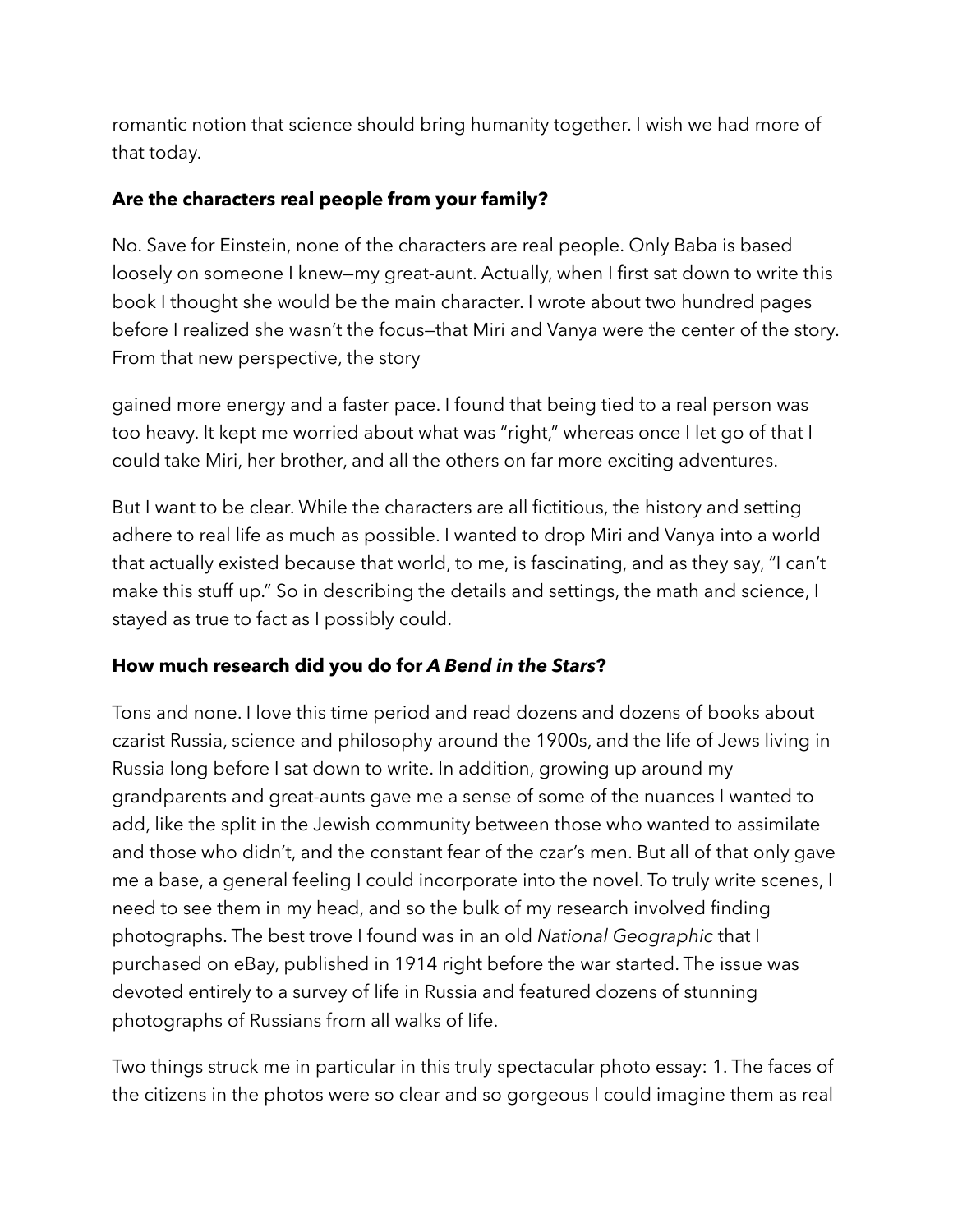romantic notion that science should bring humanity together. I wish we had more of that today.

**Are the characters real people from your family?**

No. Save for Einstein, none of the characters are real people. Only Baba is based loosely on someone I knew—my great-aunt. Actually, when I first sat down to write this book I thought she would be the main character. I wrote about two hundred pages before I realized she wasn't the focus—that Miri and Vanya were the center of the story. From that new perspective, the story gained more energy and a faster pace. I found that being tied to a real person was too heavy. It kept me worried about what was "right," whereas once I let go of that I could take Miri, her brother, and all the others on far more exciting adventures.

But I want to be clear. While the characters are all fictitious, the history and setting adhere to real life as much as possible. I wanted to drop Miri and Vanya into a world that actually existed because that world, to me, is fascinating, and as they say, "I can't make this stuff up." So in describing the details and settings, the math and science, I stayed as true to fact as I possibly could.

**How much research did you do for *A Bend in the Stars*?**

Tons and none. I love this time period and read dozens and dozens of books about czarist Russia, science and philosophy around the 1900s, and the life of Jews living in Russia long before I sat down to write. In addition, growing up around my grandparents and great-aunts gave me a sense of some of the nuances I wanted to add, like the split in the Jewish community between those who wanted to assimilate and those who didn't, and the constant fear of the czar's men. But all of that only gave me a base, a general feeling I could incorporate into the novel. To truly write scenes, I need to see them in my head, and so the bulk of my research involved finding photographs. The best trove I found was in an old *National Geographic* that I purchased on eBay, published in 1914 right before the war started. The issue was devoted entirely to a survey of life in Russia and featured dozens of stunning photographs of Russians from all walks of life.

Two things struck me in particular in this truly spectacular photo essay: 1. The faces of the citizens in the photos were so clear and so gorgeous I could imagine them as real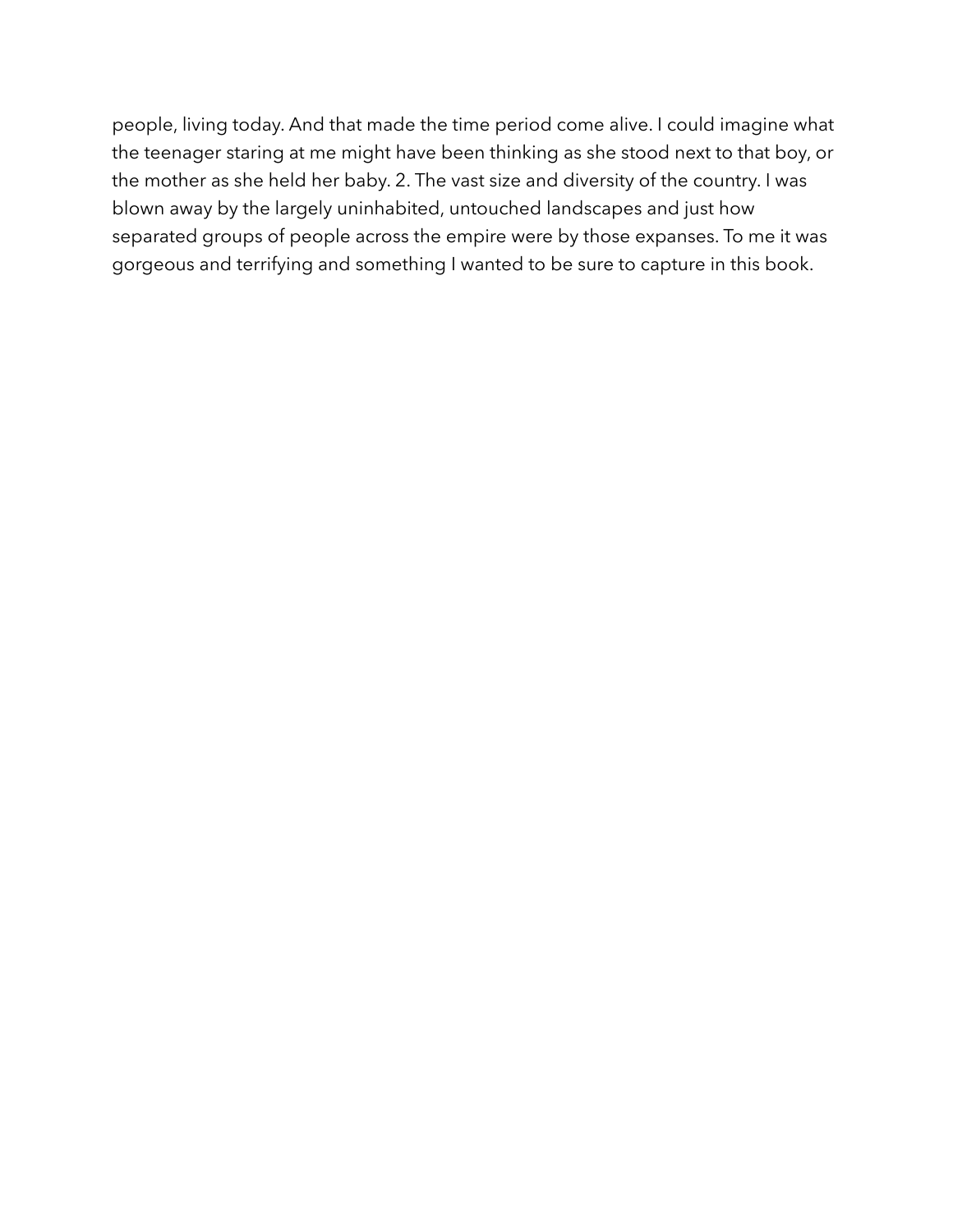people, living today. And that made the time period come alive. I could imagine what the teenager staring at me might have been thinking as she stood next to that boy, or the mother as she held her baby. 2. The vast size and diversity of the country. I was blown away by the largely uninhabited, untouched landscapes and just how separated groups of people across the empire were by those expanses. To me it was gorgeous and terrifying and something I wanted to be sure to capture in this book.